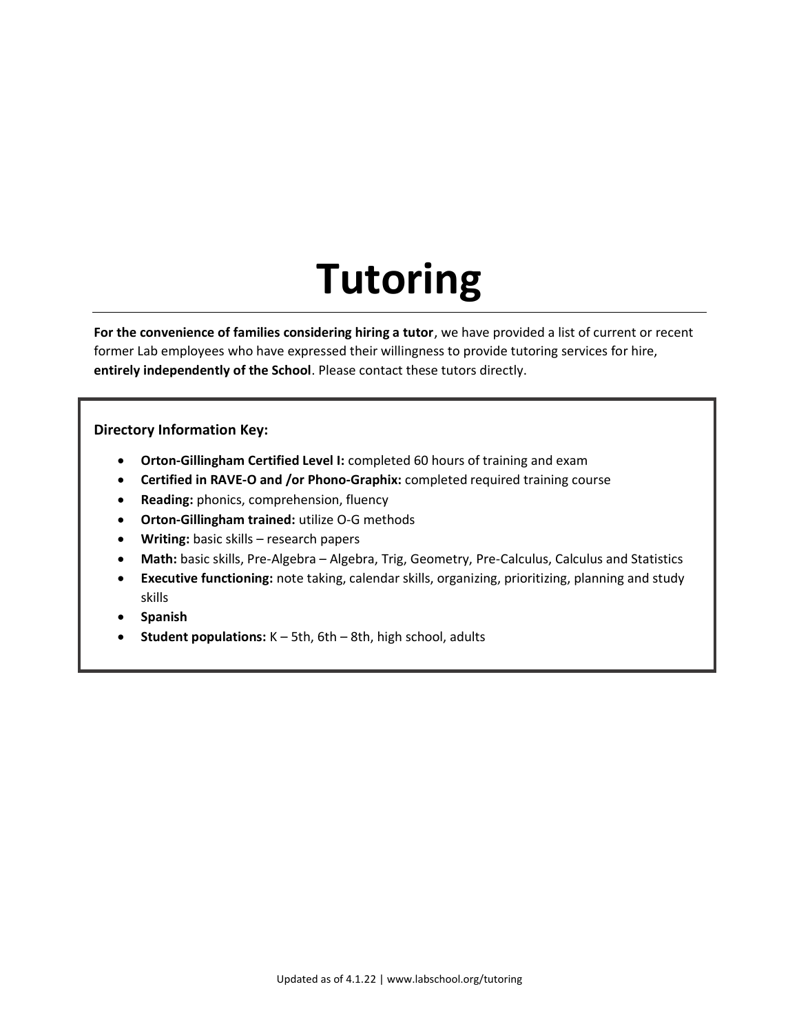# Tutoring

**For the convenience of families considering hiring a tutor**, we have provided a list of current or recent former Lab employees who have expressed their willingness to provide tutoring services for hire, **entirely independently of the School**. Please contact these tutors directly.

**Directory Information Key:**

- **Orton-Gillingham Certified Level I:** completed 60 hours of training and exam
- **Certified in RAVE-O and /or Phono-Graphix:** completed required training course
- **Reading:** phonics, comprehension, fluency
- **Orton-Gillingham trained:** utilize O-G methods
- **Writing:** basic skills – research papers
- **Math:** basic skills, Pre-Algebra – Algebra, Trig, Geometry, Pre-Calculus, Calculus and Statistics
- **Executive functioning:** note taking, calendar skills, organizing, prioritizing, planning and study skills
- **Spanish**
- **Student populations:** K – 5th, 6th – 8th, high school, adults

Updated as of 4.1.22 | www.labschool.org/tutoring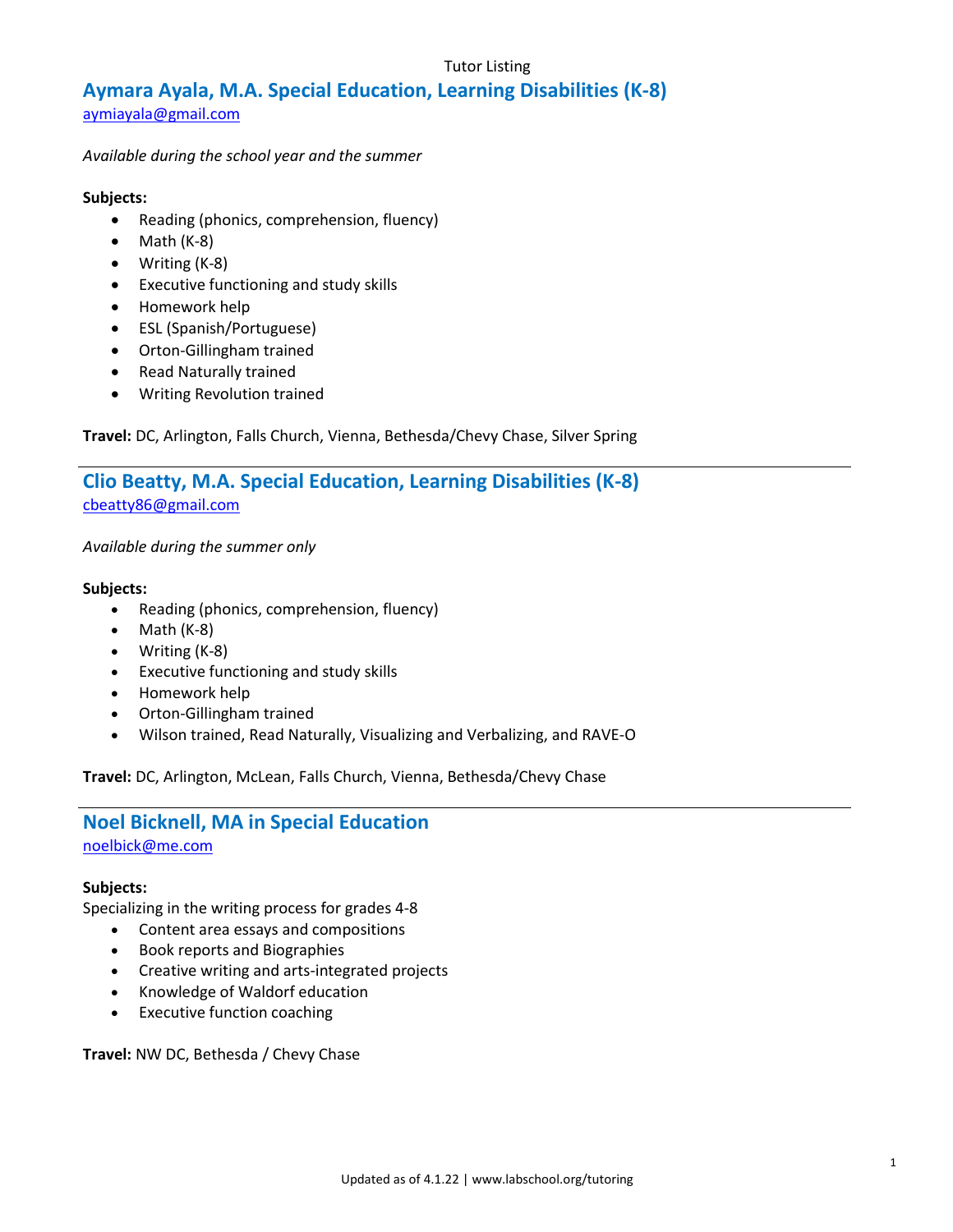Tutor Listing

## Aymara Ayala, M.A. Special Education, Learning Disabilities (K-8)

aymiayala@gmail.com

*Available during the school year and the summer*

**Subjects:**

- Reading (phonics, comprehension, fluency)
- Math (K-8)
- Writing (K-8)
- Executive functioning and study skills
- Homework help
- ESL (Spanish/Portuguese)
- Orton-Gillingham trained
- Read Naturally trained
- Writing Revolution trained

**Travel:** DC, Arlington, Falls Church, Vienna, Bethesda/Chevy Chase, Silver Spring

---

## Clio Beatty, M.A. Special Education, Learning Disabilities (K-8)

cbeatty86@gmail.com

*Available during the summer only*

**Subjects:**

- Reading (phonics, comprehension, fluency)
- Math (K-8)
- Writing (K-8)
- Executive functioning and study skills
- Homework help
- Orton-Gillingham trained
- Wilson trained, Read Naturally, Visualizing and Verbalizing, and RAVE-O

**Travel:** DC, Arlington, McLean, Falls Church, Vienna, Bethesda/Chevy Chase

---

## Noel Bicknell, MA in Special Education

noelbick@me.com

**Subjects:**

Specializing in the writing process for grades 4-8

- Content area essays and compositions
- Book reports and Biographies
- Creative writing and arts-integrated projects
- Knowledge of Waldorf education
- Executive function coaching

**Travel:** NW DC, Bethesda / Chevy Chase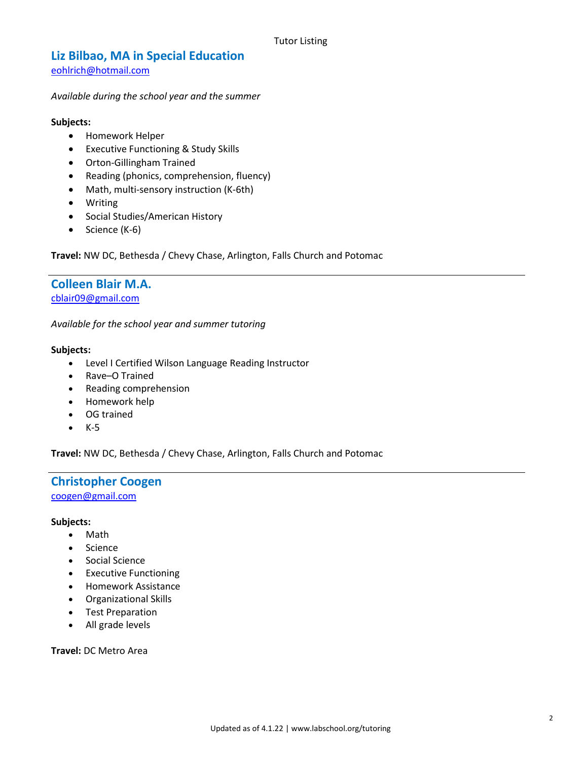## Liz Bilbao, MA in Special Education

eohlrich@hotmail.com

*Available during the school year and the summer*

**Subjects:**

- Homework Helper
- Executive Functioning & Study Skills
- Orton-Gillingham Trained
- Reading (phonics, comprehension, fluency)
- Math, multi-sensory instruction (K-6th)
- Writing
- Social Studies/American History
- Science (K-6)

**Travel:** NW DC, Bethesda / Chevy Chase, Arlington, Falls Church and Potomac

---

## Colleen Blair M.A.

cblair09@gmail.com

*Available for the school year and summer tutoring*

**Subjects:**

- Level I Certified Wilson Language Reading Instructor
- Rave–O Trained
- Reading comprehension
- Homework help
- OG trained
- K-5

**Travel:** NW DC, Bethesda / Chevy Chase, Arlington, Falls Church and Potomac

---

## Christopher Coogen

coogen@gmail.com

**Subjects:**

- Math
- Science
- Social Science
- Executive Functioning
- Homework Assistance
- Organizational Skills
- Test Preparation
- All grade levels

**Travel:** DC Metro Area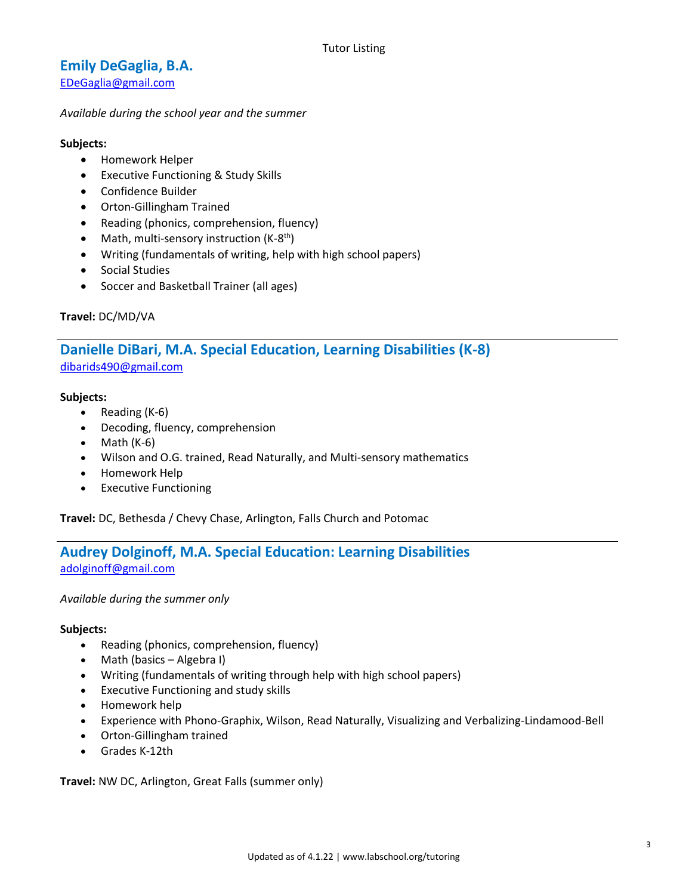## Emily DeGaglia, B.A.

EDeGaglia@gmail.com

*Available during the school year and the summer*

**Subjects:**

- Homework Helper
- Executive Functioning & Study Skills
- Confidence Builder
- Orton-Gillingham Trained
- Reading (phonics, comprehension, fluency)
- Math, multi-sensory instruction (K-8th)
- Writing (fundamentals of writing, help with high school papers)
- Social Studies
- Soccer and Basketball Trainer (all ages)

**Travel:** DC/MD/VA

---

## Danielle DiBari, M.A. Special Education, Learning Disabilities (K-8)

dibarids490@gmail.com

**Subjects:**

- Reading (K-6)
- Decoding, fluency, comprehension
- Math (K-6)
- Wilson and O.G. trained, Read Naturally, and Multi-sensory mathematics
- Homework Help
- Executive Functioning

**Travel:** DC, Bethesda / Chevy Chase, Arlington, Falls Church and Potomac

---

## Audrey Dolginoff, M.A. Special Education: Learning Disabilities

adolginoff@gmail.com

*Available during the summer only*

**Subjects:**

- Reading (phonics, comprehension, fluency)
- Math (basics – Algebra I)
- Writing (fundamentals of writing through help with high school papers)
- Executive Functioning and study skills
- Homework help
- Experience with Phono-Graphix, Wilson, Read Naturally, Visualizing and Verbalizing-Lindamood-Bell
- Orton-Gillingham trained
- Grades K-12th

**Travel:** NW DC, Arlington, Great Falls (summer only)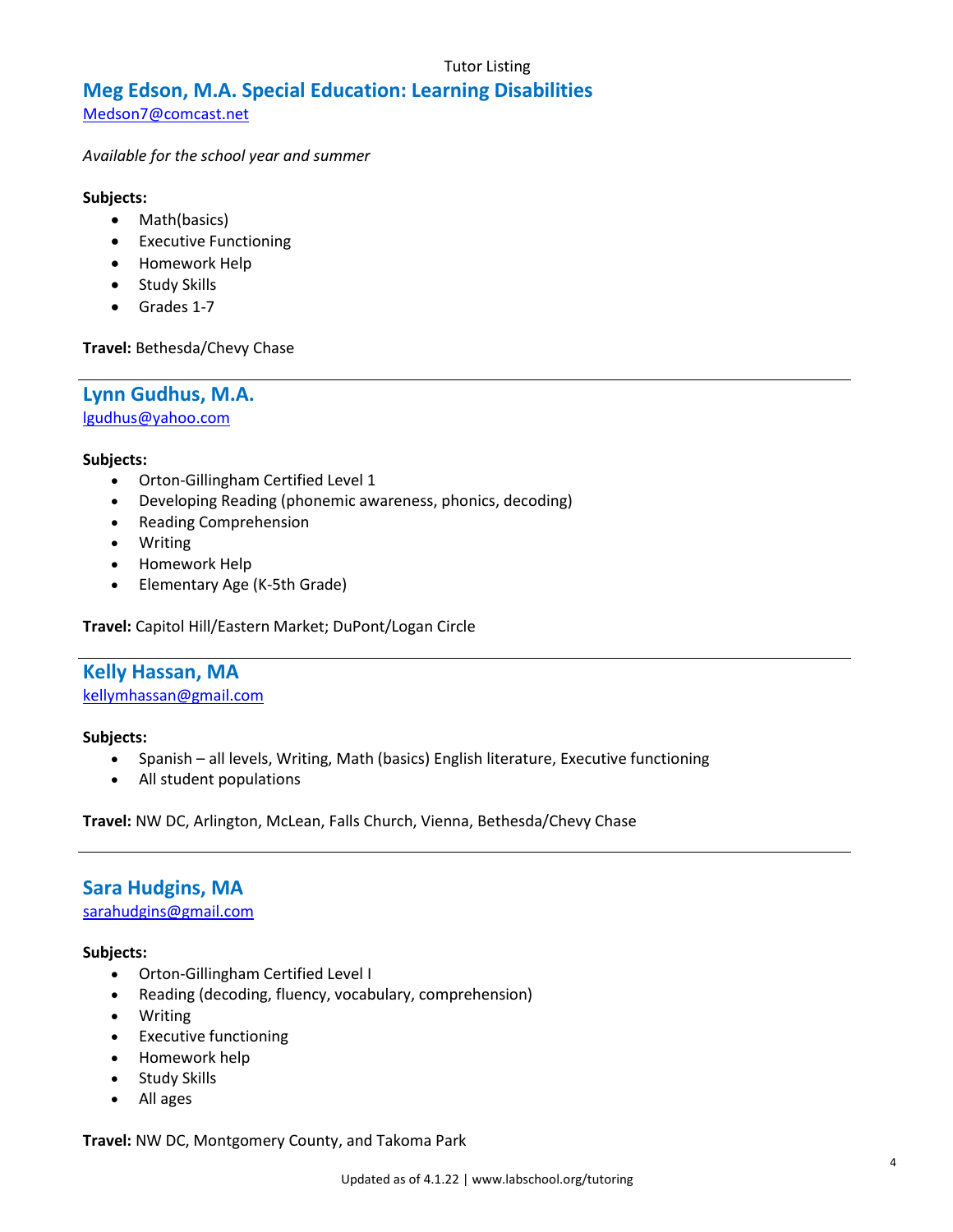Tutor Listing

## Meg Edson, M.A. Special Education: Learning Disabilities

Medson7@comcast.net

*Available for the school year and summer*

**Subjects:**

- Math(basics)
- Executive Functioning
- Homework Help
- Study Skills
- Grades 1-7

**Travel:** Bethesda/Chevy Chase

---

## Lynn Gudhus, M.A.

lgudhus@yahoo.com

**Subjects:**

- Orton-Gillingham Certified Level 1
- Developing Reading (phonemic awareness, phonics, decoding)
- Reading Comprehension
- Writing
- Homework Help
- Elementary Age (K-5th Grade)

**Travel:** Capitol Hill/Eastern Market; DuPont/Logan Circle

---

## Kelly Hassan, MA

kellymhassan@gmail.com

**Subjects:**

- Spanish – all levels, Writing, Math (basics) English literature, Executive functioning
- All student populations

**Travel:** NW DC, Arlington, McLean, Falls Church, Vienna, Bethesda/Chevy Chase

---

## Sara Hudgins, MA

sarahudgins@gmail.com

**Subjects:**

- Orton-Gillingham Certified Level I
- Reading (decoding, fluency, vocabulary, comprehension)
- Writing
- Executive functioning
- Homework help
- Study Skills
- All ages

**Travel:** NW DC, Montgomery County, and Takoma Park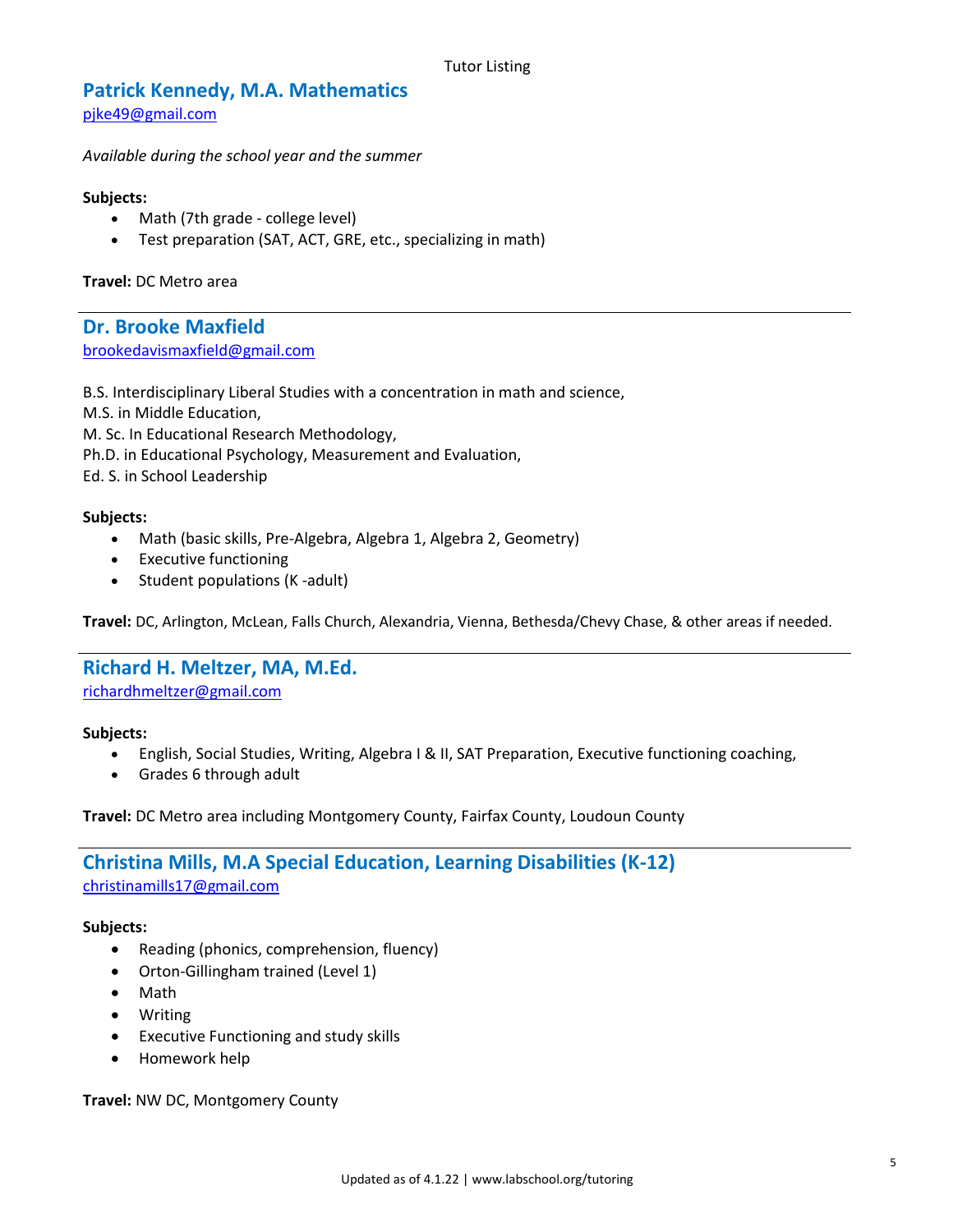## Patrick Kennedy, M.A. Mathematics

pjke49@gmail.com

*Available during the school year and the summer*

**Subjects:**

- Math (7th grade - college level)
- Test preparation (SAT, ACT, GRE, etc., specializing in math)

**Travel:** DC Metro area

---

## Dr. Brooke Maxfield

brookedavismaxfield@gmail.com

B.S. Interdisciplinary Liberal Studies with a concentration in math and science,
M.S. in Middle Education,
M. Sc. In Educational Research Methodology,
Ph.D. in Educational Psychology, Measurement and Evaluation,
Ed. S. in School Leadership

**Subjects:**

- Math (basic skills, Pre-Algebra, Algebra 1, Algebra 2, Geometry)
- Executive functioning
- Student populations (K -adult)

**Travel:** DC, Arlington, McLean, Falls Church, Alexandria, Vienna, Bethesda/Chevy Chase, & other areas if needed.

---

## Richard H. Meltzer, MA, M.Ed.

richardhmeltzer@gmail.com

**Subjects:**

- English, Social Studies, Writing, Algebra I & II, SAT Preparation, Executive functioning coaching,
- Grades 6 through adult

**Travel:** DC Metro area including Montgomery County, Fairfax County, Loudoun County

---

## Christina Mills, M.A Special Education, Learning Disabilities (K-12)

christinamills17@gmail.com

**Subjects:**

- Reading (phonics, comprehension, fluency)
- Orton-Gillingham trained (Level 1)
- Math
- Writing
- Executive Functioning and study skills
- Homework help

**Travel:** NW DC, Montgomery County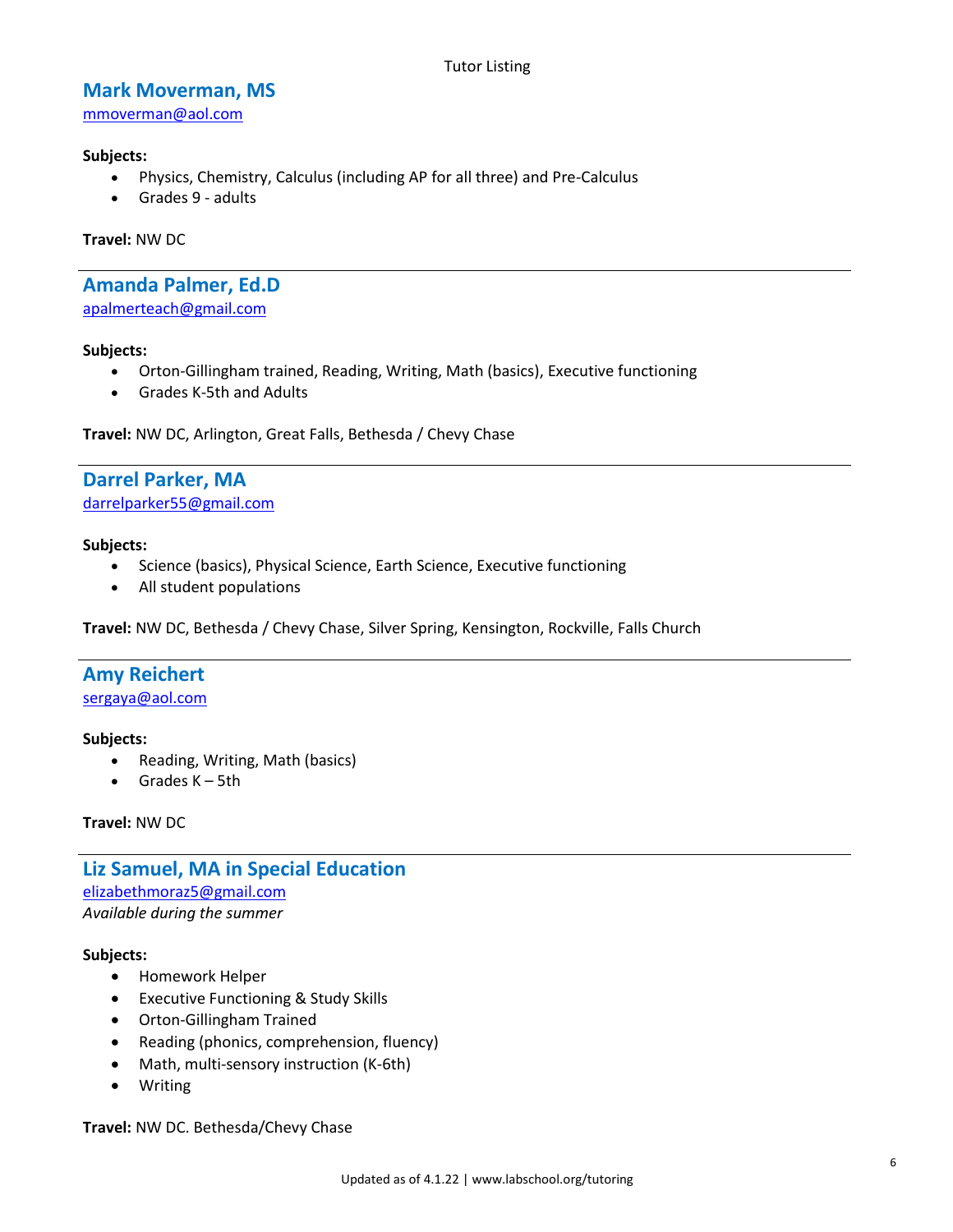## Mark Moverman, MS

mmoverman@aol.com

**Subjects:**

- Physics, Chemistry, Calculus (including AP for all three) and Pre-Calculus
- Grades 9 - adults

**Travel:** NW DC

---

## Amanda Palmer, Ed.D

apalmerteach@gmail.com

**Subjects:**

- Orton-Gillingham trained, Reading, Writing, Math (basics), Executive functioning
- Grades K-5th and Adults

**Travel:** NW DC, Arlington, Great Falls, Bethesda / Chevy Chase

---

## Darrel Parker, MA

darrelparker55@gmail.com

**Subjects:**

- Science (basics), Physical Science, Earth Science, Executive functioning
- All student populations

**Travel:** NW DC, Bethesda / Chevy Chase, Silver Spring, Kensington, Rockville, Falls Church

---

## Amy Reichert

sergaya@aol.com

**Subjects:**

- Reading, Writing, Math (basics)
- Grades K – 5th

**Travel:** NW DC

---

## Liz Samuel, MA in Special Education

elizabethmoraz5@gmail.com

*Available during the summer*

**Subjects:**

- Homework Helper
- Executive Functioning & Study Skills
- Orton-Gillingham Trained
- Reading (phonics, comprehension, fluency)
- Math, multi-sensory instruction (K-6th)
- Writing

**Travel:** NW DC. Bethesda/Chevy Chase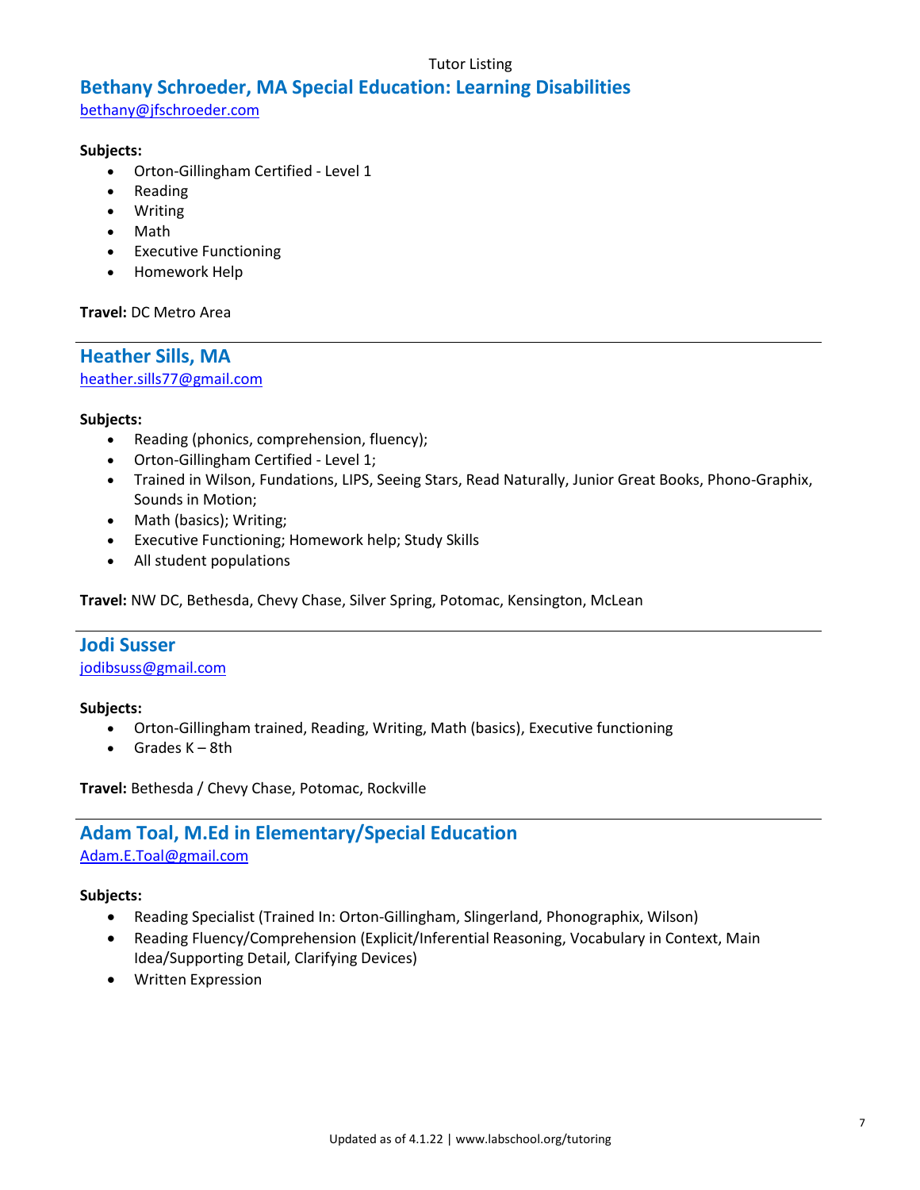## Bethany Schroeder, MA Special Education: Learning Disabilities

bethany@jfschroeder.com

**Subjects:**

- Orton-Gillingham Certified - Level 1
- Reading
- Writing
- Math
- Executive Functioning
- Homework Help

**Travel:** DC Metro Area

---

## Heather Sills, MA

heather.sills77@gmail.com

**Subjects:**

- Reading (phonics, comprehension, fluency);
- Orton-Gillingham Certified - Level 1;
- Trained in Wilson, Fundations, LIPS, Seeing Stars, Read Naturally, Junior Great Books, Phono-Graphix, Sounds in Motion;
- Math (basics); Writing;
- Executive Functioning; Homework help; Study Skills
- All student populations

**Travel:** NW DC, Bethesda, Chevy Chase, Silver Spring, Potomac, Kensington, McLean

---

## Jodi Susser

jodibsuss@gmail.com

**Subjects:**

- Orton-Gillingham trained, Reading, Writing, Math (basics), Executive functioning
- Grades K – 8th

**Travel:** Bethesda / Chevy Chase, Potomac, Rockville

---

## Adam Toal, M.Ed in Elementary/Special Education

Adam.E.Toal@gmail.com

**Subjects:**

- Reading Specialist (Trained In: Orton-Gillingham, Slingerland, Phonographix, Wilson)
- Reading Fluency/Comprehension (Explicit/Inferential Reasoning, Vocabulary in Context, Main Idea/Supporting Detail, Clarifying Devices)
- Written Expression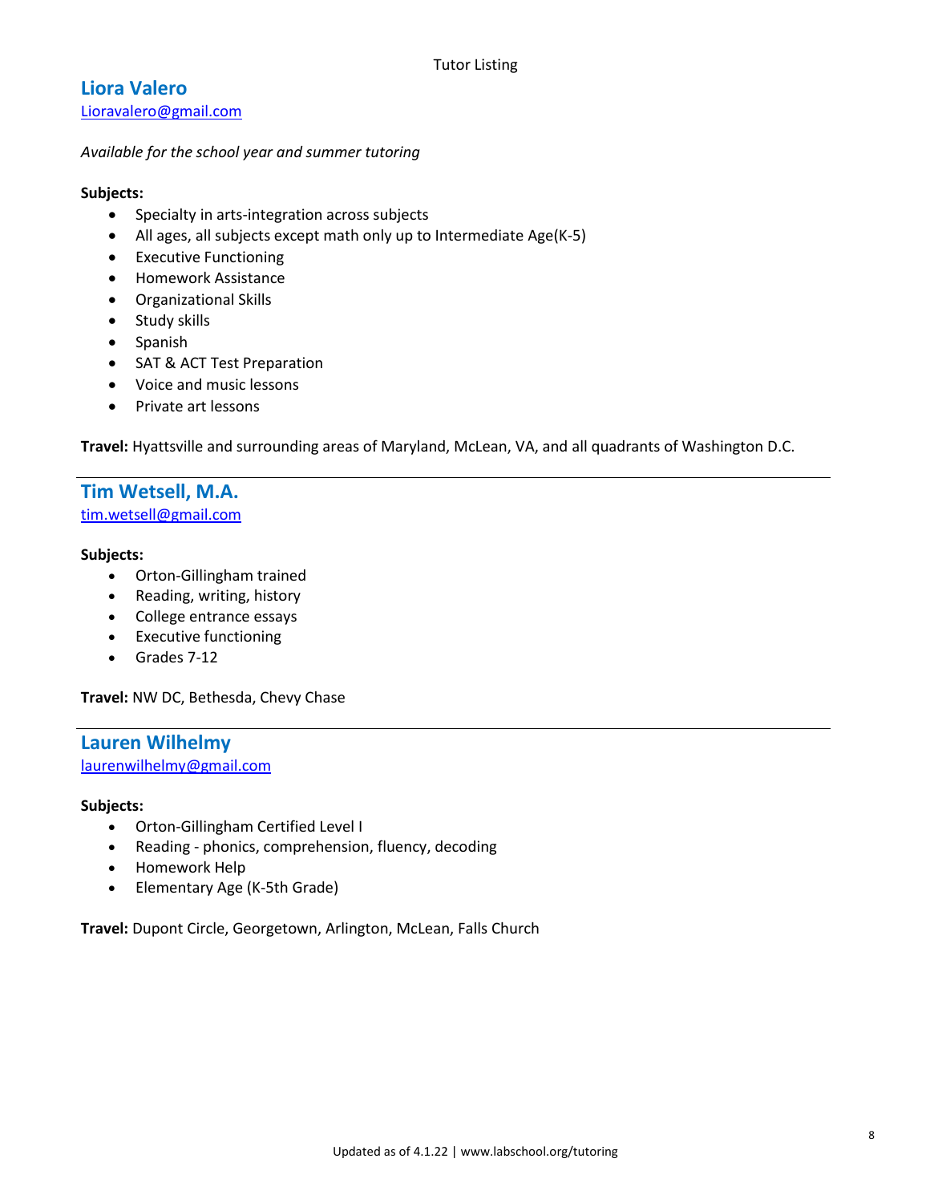## Liora Valero

Lioravalero@gmail.com

*Available for the school year and summer tutoring*

**Subjects:**

- Specialty in arts-integration across subjects
- All ages, all subjects except math only up to Intermediate Age(K-5)
- Executive Functioning
- Homework Assistance
- Organizational Skills
- Study skills
- Spanish
- SAT & ACT Test Preparation
- Voice and music lessons
- Private art lessons

**Travel:** Hyattsville and surrounding areas of Maryland, McLean, VA, and all quadrants of Washington D.C.

---

## Tim Wetsell, M.A.

tim.wetsell@gmail.com

**Subjects:**

- Orton-Gillingham trained
- Reading, writing, history
- College entrance essays
- Executive functioning
- Grades 7-12

**Travel:** NW DC, Bethesda, Chevy Chase

---

## Lauren Wilhelmy

laurenwilhelmy@gmail.com

**Subjects:**

- Orton-Gillingham Certified Level I
- Reading - phonics, comprehension, fluency, decoding
- Homework Help
- Elementary Age (K-5th Grade)

**Travel:** Dupont Circle, Georgetown, Arlington, McLean, Falls Church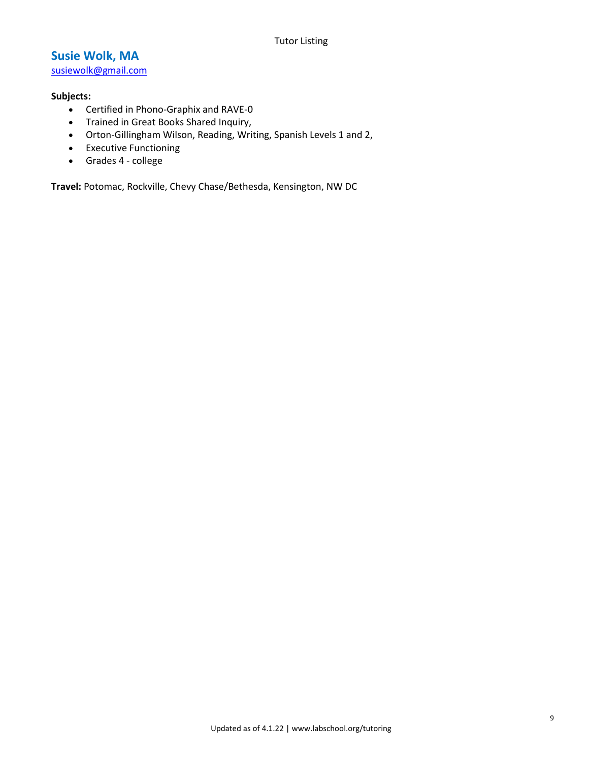## Susie Wolk, MA

susiewolk@gmail.com

**Subjects:**

- Certified in Phono-Graphix and RAVE-0
- Trained in Great Books Shared Inquiry,
- Orton-Gillingham Wilson, Reading, Writing, Spanish Levels 1 and 2,
- Executive Functioning
- Grades 4 - college

**Travel:** Potomac, Rockville, Chevy Chase/Bethesda, Kensington, NW DC